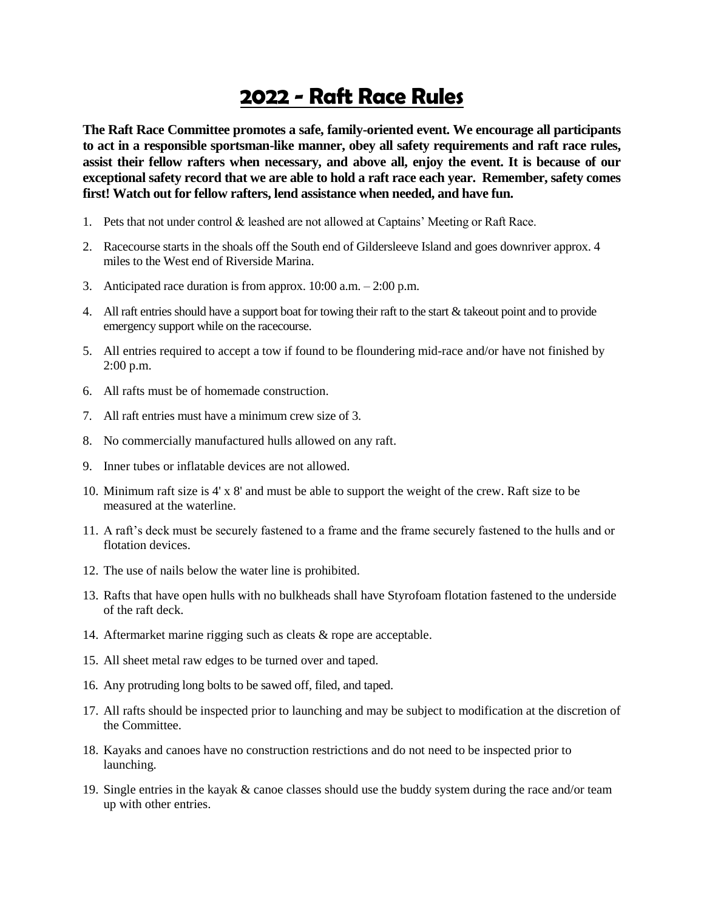# 2022 - Raft Race Rules

**The Raft Race Committee promotes a safe, family-oriented event. We encourage all participants to act in a responsible sportsman-like manner, obey all safety requirements and raft race rules, assist their fellow rafters when necessary, and above all, enjoy the event. It is because of our exceptional safety record that we are able to hold a raft race each year. Remember, safety comes first! Watch out for fellow rafters, lend assistance when needed, and have fun.**

1. Pets that not under control & leashed are not allowed at Captains' Meeting or Raft Race.
2. Racecourse starts in the shoals off the South end of Gildersleeve Island and goes downriver approx. 4 miles to the West end of Riverside Marina.
3. Anticipated race duration is from approx. 10:00 a.m. – 2:00 p.m.
4. All raft entries should have a support boat for towing their raft to the start & takeout point and to provide emergency support while on the racecourse.
5. All entries required to accept a tow if found to be floundering mid-race and/or have not finished by 2:00 p.m.
6. All rafts must be of homemade construction.
7. All raft entries must have a minimum crew size of 3.
8. No commercially manufactured hulls allowed on any raft.
9. Inner tubes or inflatable devices are not allowed.
10. Minimum raft size is 4' x 8' and must be able to support the weight of the crew. Raft size to be measured at the waterline.
11. A raft's deck must be securely fastened to a frame and the frame securely fastened to the hulls and or flotation devices.
12. The use of nails below the water line is prohibited.
13. Rafts that have open hulls with no bulkheads shall have Styrofoam flotation fastened to the underside of the raft deck.
14. Aftermarket marine rigging such as cleats & rope are acceptable.
15. All sheet metal raw edges to be turned over and taped.
16. Any protruding long bolts to be sawed off, filed, and taped.
17. All rafts should be inspected prior to launching and may be subject to modification at the discretion of the Committee.
18. Kayaks and canoes have no construction restrictions and do not need to be inspected prior to launching.
19. Single entries in the kayak & canoe classes should use the buddy system during the race and/or team up with other entries.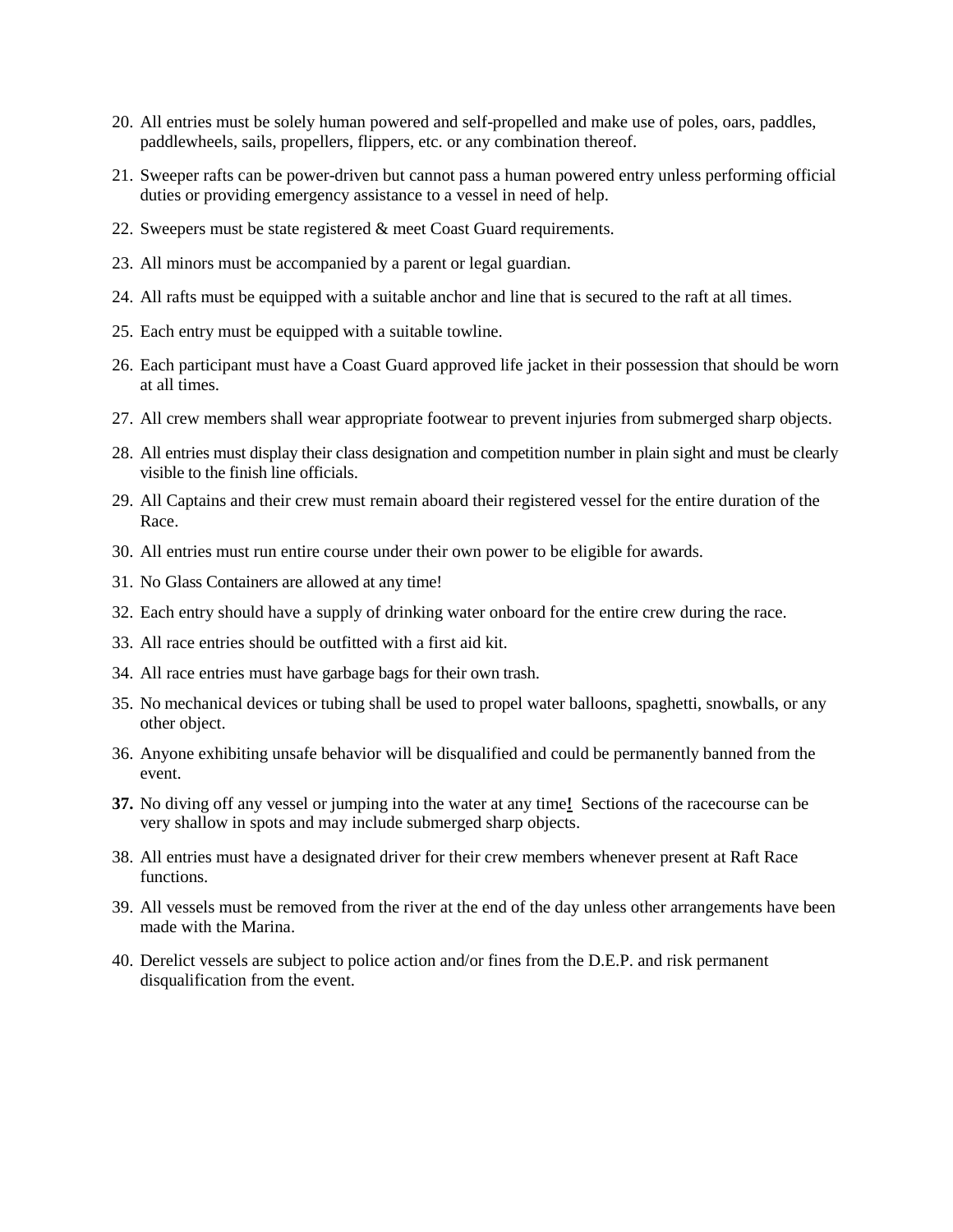20. All entries must be solely human powered and self-propelled and make use of poles, oars, paddles, paddlewheels, sails, propellers, flippers, etc. or any combination thereof.
21. Sweeper rafts can be power-driven but cannot pass a human powered entry unless performing official duties or providing emergency assistance to a vessel in need of help.
22. Sweepers must be state registered & meet Coast Guard requirements.
23. All minors must be accompanied by a parent or legal guardian.
24. All rafts must be equipped with a suitable anchor and line that is secured to the raft at all times.
25. Each entry must be equipped with a suitable towline.
26. Each participant must have a Coast Guard approved life jacket in their possession that should be worn at all times.
27. All crew members shall wear appropriate footwear to prevent injuries from submerged sharp objects.
28. All entries must display their class designation and competition number in plain sight and must be clearly visible to the finish line officials.
29. All Captains and their crew must remain aboard their registered vessel for the entire duration of the Race.
30. All entries must run entire course under their own power to be eligible for awards.
31. No Glass Containers are allowed at any time!
32. Each entry should have a supply of drinking water onboard for the entire crew during the race.
33. All race entries should be outfitted with a first aid kit.
34. All race entries must have garbage bags for their own trash.
35. No mechanical devices or tubing shall be used to propel water balloons, spaghetti, snowballs, or any other object.
36. Anyone exhibiting unsafe behavior will be disqualified and could be permanently banned from the event.
37. No diving off any vessel or jumping into the water at any time**!** Sections of the racecourse can be very shallow in spots and may include submerged sharp objects.
38. All entries must have a designated driver for their crew members whenever present at Raft Race functions.
39. All vessels must be removed from the river at the end of the day unless other arrangements have been made with the Marina.
40. Derelict vessels are subject to police action and/or fines from the D.E.P. and risk permanent disqualification from the event.